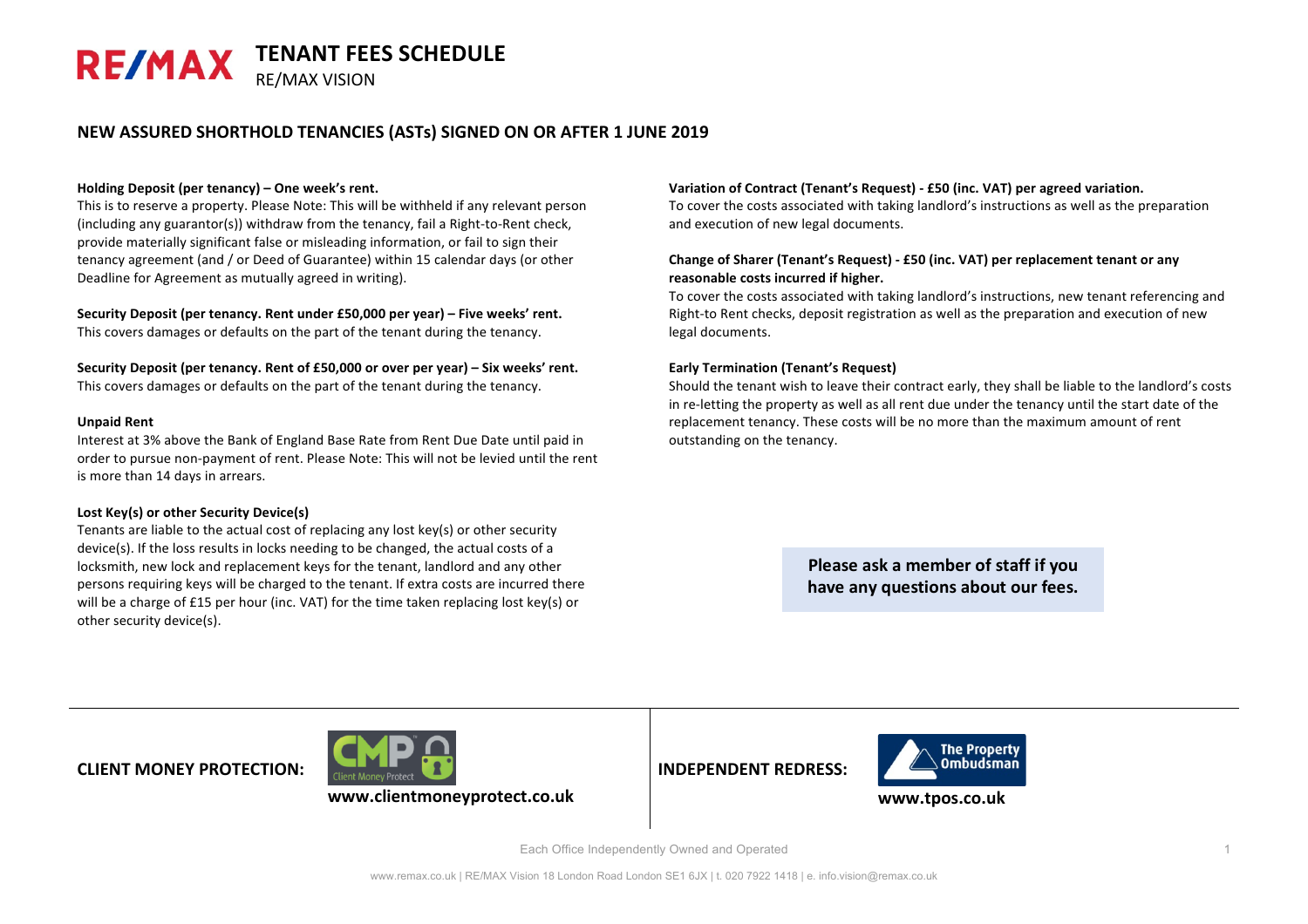# TENANT FEES SCHEDULE

RE/MAX VISION

## NEW ASSURED SHORTHOLD TENANCIES (ASTs) SIGNED ON OR AFTER 1 JUNE 2019

**Holding Deposit (per tenancy) – One week's rent.**
This is to reserve a property. Please Note: This will be withheld if any relevant person (including any guarantor(s)) withdraw from the tenancy, fail a Right-to-Rent check, provide materially significant false or misleading information, or fail to sign their tenancy agreement (and / or Deed of Guarantee) within 15 calendar days (or other Deadline for Agreement as mutually agreed in writing).

**Security Deposit (per tenancy. Rent under £50,000 per year) – Five weeks' rent.**
This covers damages or defaults on the part of the tenant during the tenancy.

**Security Deposit (per tenancy. Rent of £50,000 or over per year) – Six weeks' rent.**
This covers damages or defaults on the part of the tenant during the tenancy.

**Unpaid Rent**
Interest at 3% above the Bank of England Base Rate from Rent Due Date until paid in order to pursue non-payment of rent. Please Note: This will not be levied until the rent is more than 14 days in arrears.

**Lost Key(s) or other Security Device(s)**
Tenants are liable to the actual cost of replacing any lost key(s) or other security device(s). If the loss results in locks needing to be changed, the actual costs of a locksmith, new lock and replacement keys for the tenant, landlord and any other persons requiring keys will be charged to the tenant. If extra costs are incurred there will be a charge of £15 per hour (inc. VAT) for the time taken replacing lost key(s) or other security device(s).

**Variation of Contract (Tenant's Request) - £50 (inc. VAT) per agreed variation.**
To cover the costs associated with taking landlord's instructions as well as the preparation and execution of new legal documents.

**Change of Sharer (Tenant's Request) - £50 (inc. VAT) per replacement tenant or any reasonable costs incurred if higher.**
To cover the costs associated with taking landlord's instructions, new tenant referencing and Right-to Rent checks, deposit registration as well as the preparation and execution of new legal documents.

**Early Termination (Tenant's Request)**
Should the tenant wish to leave their contract early, they shall be liable to the landlord's costs in re-letting the property as well as all rent due under the tenancy until the start date of the replacement tenancy. These costs will be no more than the maximum amount of rent outstanding on the tenancy.

**Please ask a member of staff if you have any questions about our fees.**

**CLIENT MONEY PROTECTION:** Client Money Protect **www.clientmoneyprotect.co.uk**

**INDEPENDENT REDRESS:** The Property Ombudsman **www.tpos.co.uk**

Each Office Independently Owned and Operated

www.remax.co.uk | RE/MAX Vision 18 London Road London SE1 6JX | t. 020 7922 1418 | e. info.vision@remax.co.uk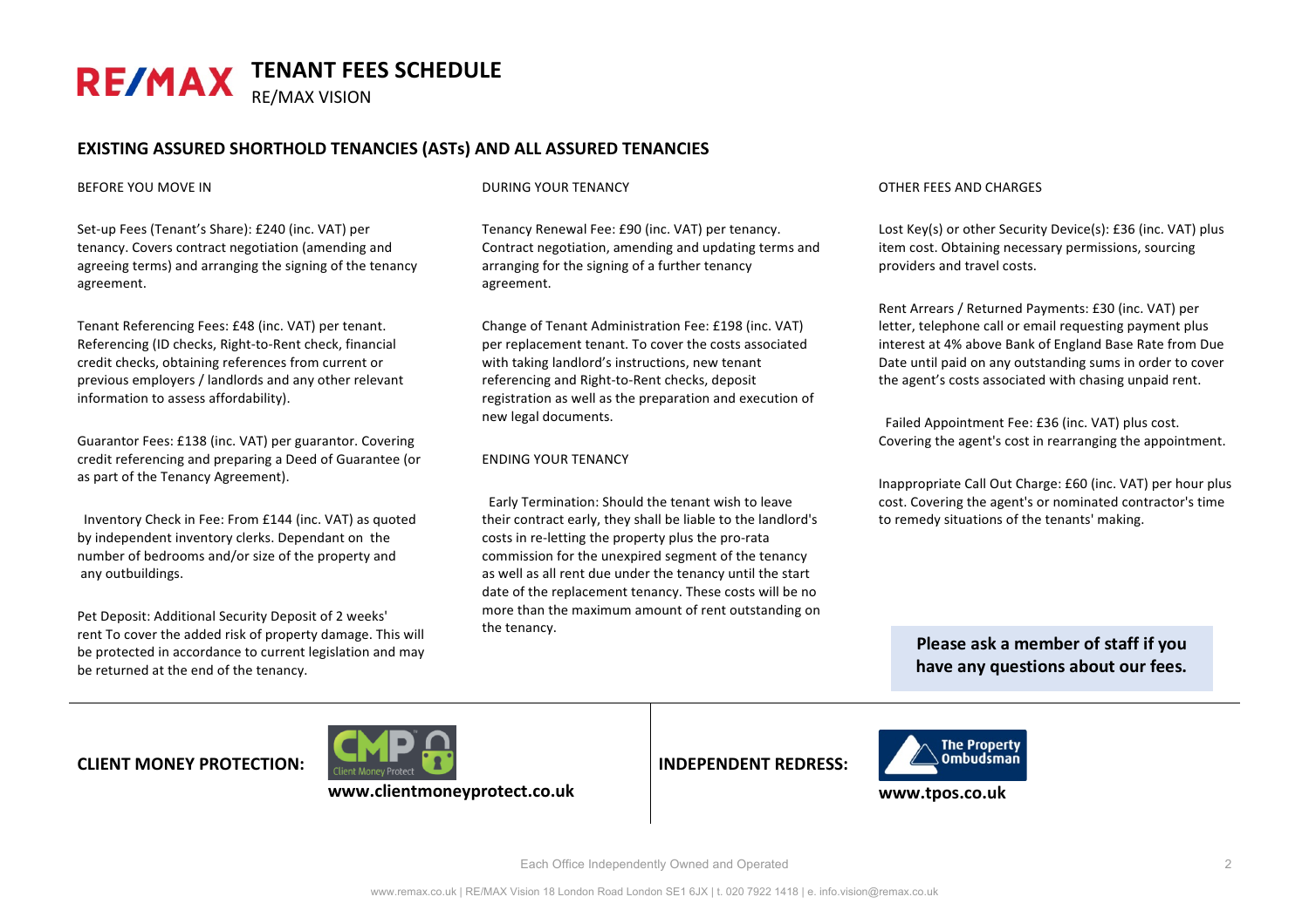# TENANT FEES SCHEDULE

RE/MAX VISION

## EXISTING ASSURED SHORTHOLD TENANCIES (ASTs) AND ALL ASSURED TENANCIES

### BEFORE YOU MOVE IN

Set-up Fees (Tenant's Share): £240 (inc. VAT) per tenancy. Covers contract negotiation (amending and agreeing terms) and arranging the signing of the tenancy agreement.

Tenant Referencing Fees: £48 (inc. VAT) per tenant. Referencing (ID checks, Right-to-Rent check, financial credit checks, obtaining references from current or previous employers / landlords and any other relevant information to assess affordability).

Guarantor Fees: £138 (inc. VAT) per guarantor. Covering credit referencing and preparing a Deed of Guarantee (or as part of the Tenancy Agreement).

Inventory Check in Fee: From £144 (inc. VAT) as quoted by independent inventory clerks. Dependant on the number of bedrooms and/or size of the property and any outbuildings.

Pet Deposit: Additional Security Deposit of 2 weeks' rent To cover the added risk of property damage. This will be protected in accordance to current legislation and may be returned at the end of the tenancy.

### DURING YOUR TENANCY

Tenancy Renewal Fee: £90 (inc. VAT) per tenancy. Contract negotiation, amending and updating terms and arranging for the signing of a further tenancy agreement.

Change of Tenant Administration Fee: £198 (inc. VAT) per replacement tenant. To cover the costs associated with taking landlord's instructions, new tenant referencing and Right-to-Rent checks, deposit registration as well as the preparation and execution of new legal documents.

### ENDING YOUR TENANCY

Early Termination: Should the tenant wish to leave their contract early, they shall be liable to the landlord's costs in re-letting the property plus the pro-rata commission for the unexpired segment of the tenancy as well as all rent due under the tenancy until the start date of the replacement tenancy. These costs will be no more than the maximum amount of rent outstanding on the tenancy.

### OTHER FEES AND CHARGES

Lost Key(s) or other Security Device(s): £36 (inc. VAT) plus item cost. Obtaining necessary permissions, sourcing providers and travel costs.

Rent Arrears / Returned Payments: £30 (inc. VAT) per letter, telephone call or email requesting payment plus interest at 4% above Bank of England Base Rate from Due Date until paid on any outstanding sums in order to cover the agent's costs associated with chasing unpaid rent.

Failed Appointment Fee: £36 (inc. VAT) plus cost. Covering the agent's cost in rearranging the appointment.

Inappropriate Call Out Charge: £60 (inc. VAT) per hour plus cost. Covering the agent's or nominated contractor's time to remedy situations of the tenants' making.

**Please ask a member of staff if you have any questions about our fees.**

**CLIENT MONEY PROTECTION:**

**www.clientmoneyprotect.co.uk**

**INDEPENDENT REDRESS:**

**www.tpos.co.uk**

Each Office Independently Owned and Operated

www.remax.co.uk | RE/MAX Vision 18 London Road London SE1 6JX | t. 020 7922 1418 | e. info.vision@remax.co.uk